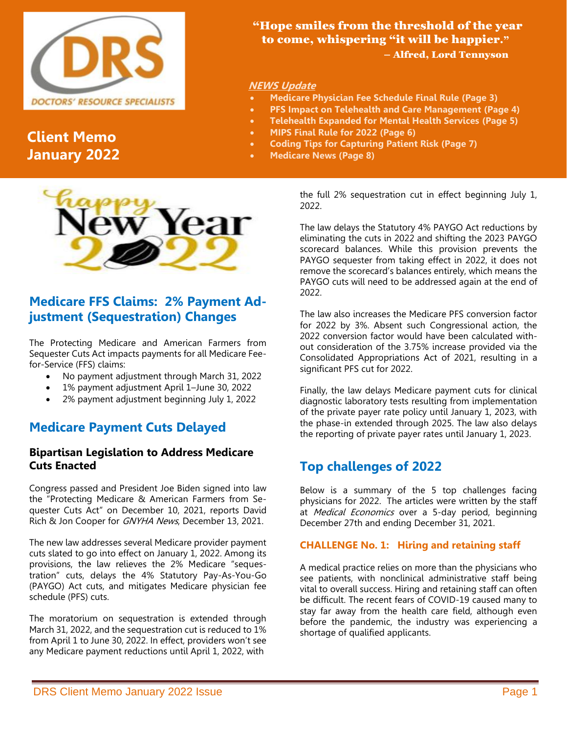# Client Memo January 2022

DRS
DOCTORS' RESOURCE SPECIALISTS

**"Hope smiles from the threshold of the year to come, whispering "it will be happier."**
**– Alfred, Lord Tennyson**

***NEWS Update***

- **Medicare Physician Fee Schedule Final Rule (Page 3)**
- **PFS Impact on Telehealth and Care Management (Page 4)**
- **Telehealth Expanded for Mental Health Services (Page 5)**
- **MIPS Final Rule for 2022 (Page 6)**
- **Coding Tips for Capturing Patient Risk (Page 7)**
- **Medicare News (Page 8)**

## Medicare FFS Claims: 2% Payment Adjustment (Sequestration) Changes

The Protecting Medicare and American Farmers from Sequester Cuts Act impacts payments for all Medicare Fee-for-Service (FFS) claims:

- No payment adjustment through March 31, 2022
- 1% payment adjustment April 1–June 30, 2022
- 2% payment adjustment beginning July 1, 2022

## Medicare Payment Cuts Delayed

### Bipartisan Legislation to Address Medicare Cuts Enacted

Congress passed and President Joe Biden signed into law the "Protecting Medicare & American Farmers from Sequester Cuts Act" on December 10, 2021, reports David Rich & Jon Cooper for *GNYHA News*, December 13, 2021.

The new law addresses several Medicare provider payment cuts slated to go into effect on January 1, 2022. Among its provisions, the law relieves the 2% Medicare "sequestration" cuts, delays the 4% Statutory Pay-As-You-Go (PAYGO) Act cuts, and mitigates Medicare physician fee schedule (PFS) cuts.

The moratorium on sequestration is extended through March 31, 2022, and the sequestration cut is reduced to 1% from April 1 to June 30, 2022. In effect, providers won't see any Medicare payment reductions until April 1, 2022, with the full 2% sequestration cut in effect beginning July 1, 2022.

The law delays the Statutory 4% PAYGO Act reductions by eliminating the cuts in 2022 and shifting the 2023 PAYGO scorecard balances. While this provision prevents the PAYGO sequester from taking effect in 2022, it does not remove the scorecard's balances entirely, which means the PAYGO cuts will need to be addressed again at the end of 2022.

The law also increases the Medicare PFS conversion factor for 2022 by 3%. Absent such Congressional action, the 2022 conversion factor would have been calculated without consideration of the 3.75% increase provided via the Consolidated Appropriations Act of 2021, resulting in a significant PFS cut for 2022.

Finally, the law delays Medicare payment cuts for clinical diagnostic laboratory tests resulting from implementation of the private payer rate policy until January 1, 2023, with the phase-in extended through 2025. The law also delays the reporting of private payer rates until January 1, 2023.

## Top challenges of 2022

Below is a summary of the 5 top challenges facing physicians for 2022. The articles were written by the staff at *Medical Economics* over a 5-day period, beginning December 27th and ending December 31, 2021.

#### CHALLENGE No. 1: Hiring and retaining staff

A medical practice relies on more than the physicians who see patients, with nonclinical administrative staff being vital to overall success. Hiring and retaining staff can often be difficult. The recent fears of COVID-19 caused many to stay far away from the health care field, although even before the pandemic, the industry was experiencing a shortage of qualified applicants.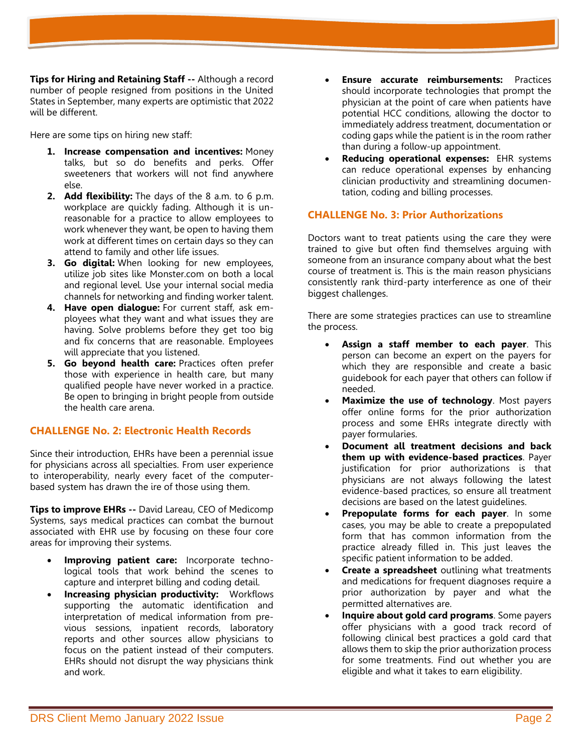**Tips for Hiring and Retaining Staff --** Although a record number of people resigned from positions in the United States in September, many experts are optimistic that 2022 will be different.

Here are some tips on hiring new staff:

1. **Increase compensation and incentives:** Money talks, but so do benefits and perks. Offer sweeteners that workers will not find anywhere else.
2. **Add flexibility:** The days of the 8 a.m. to 6 p.m. workplace are quickly fading. Although it is unreasonable for a practice to allow employees to work whenever they want, be open to having them work at different times on certain days so they can attend to family and other life issues.
3. **Go digital:** When looking for new employees, utilize job sites like Monster.com on both a local and regional level. Use your internal social media channels for networking and finding worker talent.
4. **Have open dialogue:** For current staff, ask employees what they want and what issues they are having. Solve problems before they get too big and fix concerns that are reasonable. Employees will appreciate that you listened.
5. **Go beyond health care:** Practices often prefer those with experience in health care, but many qualified people have never worked in a practice. Be open to bringing in bright people from outside the health care arena.

## CHALLENGE No. 2: Electronic Health Records

Since their introduction, EHRs have been a perennial issue for physicians across all specialties. From user experience to interoperability, nearly every facet of the computer-based system has drawn the ire of those using them.

**Tips to improve EHRs --** David Lareau, CEO of Medicomp Systems, says medical practices can combat the burnout associated with EHR use by focusing on these four core areas for improving their systems.

- **Improving patient care:** Incorporate technological tools that work behind the scenes to capture and interpret billing and coding detail.
- **Increasing physician productivity:** Workflows supporting the automatic identification and interpretation of medical information from previous sessions, inpatient records, laboratory reports and other sources allow physicians to focus on the patient instead of their computers. EHRs should not disrupt the way physicians think and work.
- **Ensure accurate reimbursements:** Practices should incorporate technologies that prompt the physician at the point of care when patients have potential HCC conditions, allowing the doctor to immediately address treatment, documentation or coding gaps while the patient is in the room rather than during a follow-up appointment.
- **Reducing operational expenses:** EHR systems can reduce operational expenses by enhancing clinician productivity and streamlining documentation, coding and billing processes.

## CHALLENGE No. 3: Prior Authorizations

Doctors want to treat patients using the care they were trained to give but often find themselves arguing with someone from an insurance company about what the best course of treatment is. This is the main reason physicians consistently rank third-party interference as one of their biggest challenges.

There are some strategies practices can use to streamline the process.

- **Assign a staff member to each payer**. This person can become an expert on the payers for which they are responsible and create a basic guidebook for each payer that others can follow if needed.
- **Maximize the use of technology**. Most payers offer online forms for the prior authorization process and some EHRs integrate directly with payer formularies.
- **Document all treatment decisions and back them up with evidence-based practices**. Payer justification for prior authorizations is that physicians are not always following the latest evidence-based practices, so ensure all treatment decisions are based on the latest guidelines.
- **Prepopulate forms for each payer**. In some cases, you may be able to create a prepopulated form that has common information from the practice already filled in. This just leaves the specific patient information to be added.
- **Create a spreadsheet** outlining what treatments and medications for frequent diagnoses require a prior authorization by payer and what the permitted alternatives are.
- **Inquire about gold card programs**. Some payers offer physicians with a good track record of following clinical best practices a gold card that allows them to skip the prior authorization process for some treatments. Find out whether you are eligible and what it takes to earn eligibility.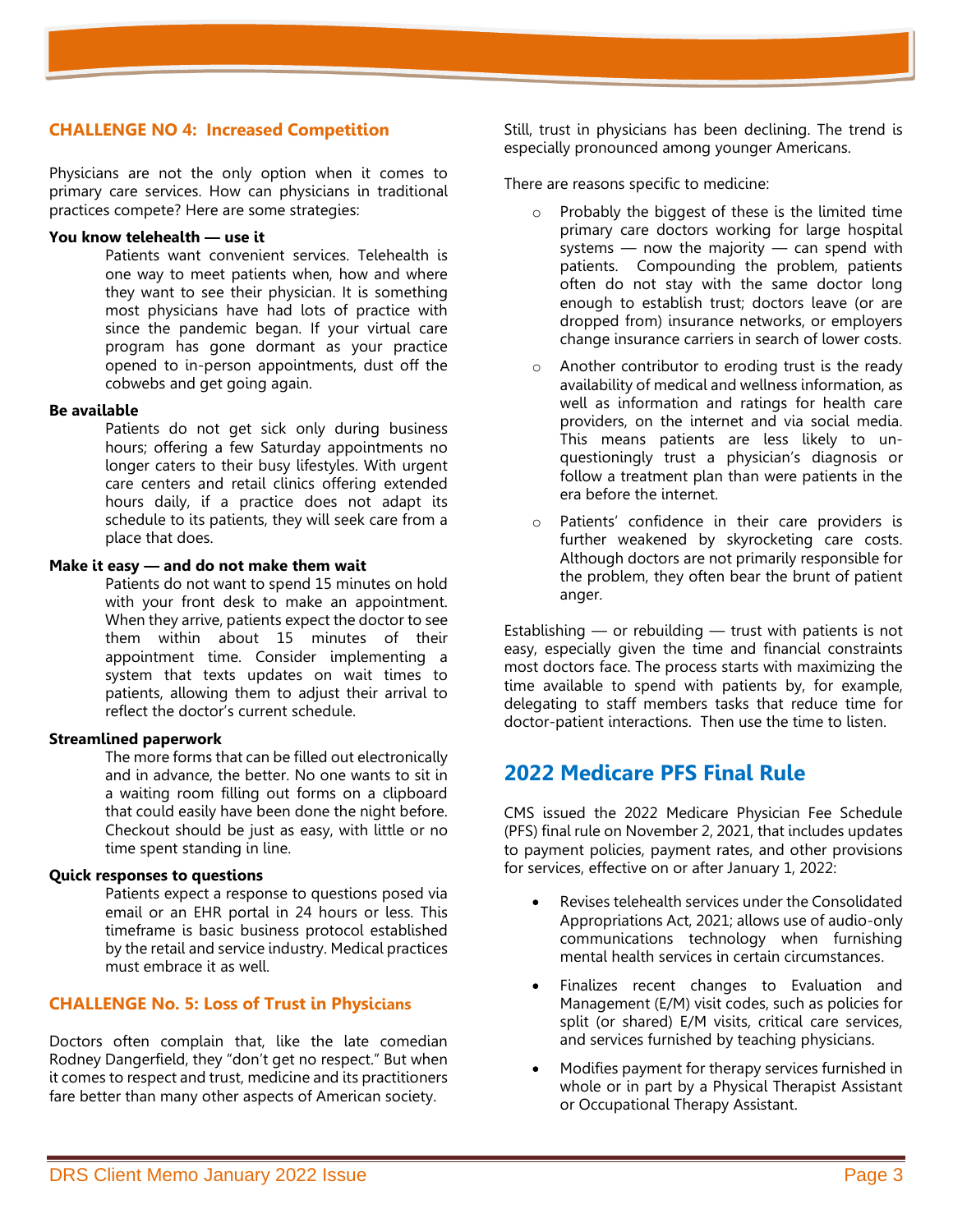### CHALLENGE NO 4: Increased Competition

Physicians are not the only option when it comes to primary care services. How can physicians in traditional practices compete? Here are some strategies:

**You know telehealth — use it**

Patients want convenient services. Telehealth is one way to meet patients when, how and where they want to see their physician. It is something most physicians have had lots of practice with since the pandemic began. If your virtual care program has gone dormant as your practice opened to in-person appointments, dust off the cobwebs and get going again.

**Be available**

Patients do not get sick only during business hours; offering a few Saturday appointments no longer caters to their busy lifestyles. With urgent care centers and retail clinics offering extended hours daily, if a practice does not adapt its schedule to its patients, they will seek care from a place that does.

**Make it easy — and do not make them wait**

Patients do not want to spend 15 minutes on hold with your front desk to make an appointment. When they arrive, patients expect the doctor to see them within about 15 minutes of their appointment time. Consider implementing a system that texts updates on wait times to patients, allowing them to adjust their arrival to reflect the doctor's current schedule.

**Streamlined paperwork**

The more forms that can be filled out electronically and in advance, the better. No one wants to sit in a waiting room filling out forms on a clipboard that could easily have been done the night before. Checkout should be just as easy, with little or no time spent standing in line.

**Quick responses to questions**

Patients expect a response to questions posed via email or an EHR portal in 24 hours or less. This timeframe is basic business protocol established by the retail and service industry. Medical practices must embrace it as well.

### CHALLENGE No. 5: Loss of Trust in Physicians

Doctors often complain that, like the late comedian Rodney Dangerfield, they "don't get no respect." But when it comes to respect and trust, medicine and its practitioners fare better than many other aspects of American society.

Still, trust in physicians has been declining. The trend is especially pronounced among younger Americans.

There are reasons specific to medicine:

- Probably the biggest of these is the limited time primary care doctors working for large hospital systems — now the majority — can spend with patients. Compounding the problem, patients often do not stay with the same doctor long enough to establish trust; doctors leave (or are dropped from) insurance networks, or employers change insurance carriers in search of lower costs.
- Another contributor to eroding trust is the ready availability of medical and wellness information, as well as information and ratings for health care providers, on the internet and via social media. This means patients are less likely to unquestioningly trust a physician's diagnosis or follow a treatment plan than were patients in the era before the internet.
- Patients' confidence in their care providers is further weakened by skyrocketing care costs. Although doctors are not primarily responsible for the problem, they often bear the brunt of patient anger.

Establishing — or rebuilding — trust with patients is not easy, especially given the time and financial constraints most doctors face. The process starts with maximizing the time available to spend with patients by, for example, delegating to staff members tasks that reduce time for doctor-patient interactions. Then use the time to listen.

## 2022 Medicare PFS Final Rule

CMS issued the 2022 Medicare Physician Fee Schedule (PFS) final rule on November 2, 2021, that includes updates to payment policies, payment rates, and other provisions for services, effective on or after January 1, 2022:

- Revises telehealth services under the Consolidated Appropriations Act, 2021; allows use of audio-only communications technology when furnishing mental health services in certain circumstances.
- Finalizes recent changes to Evaluation and Management (E/M) visit codes, such as policies for split (or shared) E/M visits, critical care services, and services furnished by teaching physicians.
- Modifies payment for therapy services furnished in whole or in part by a Physical Therapist Assistant or Occupational Therapy Assistant.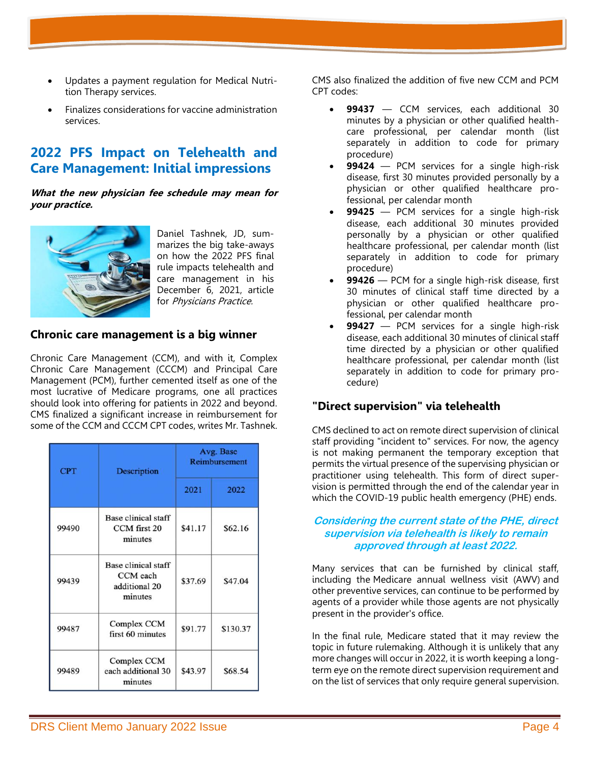- Updates a payment regulation for Medical Nutrition Therapy services.
- Finalizes considerations for vaccine administration services.

## 2022 PFS Impact on Telehealth and Care Management: Initial impressions

***What the new physician fee schedule may mean for your practice.***

Daniel Tashnek, JD, summarizes the big take-aways on how the 2022 PFS final rule impacts telehealth and care management in his December 6, 2021, article for *Physicians Practice*.

### Chronic care management is a big winner

Chronic Care Management (CCM), and with it, Complex Chronic Care Management (CCCM) and Principal Care Management (PCM), further cemented itself as one of the most lucrative of Medicare programs, one all practices should look into offering for patients in 2022 and beyond. CMS finalized a significant increase in reimbursement for some of the CCM and CCCM CPT codes, writes Mr. Tashnek.

| CPT | Description | Avg. Base Reimbursement | |
|---|---|---|---|
| | | 2021 | 2022 |
| 99490 | Base clinical staff CCM first 20 minutes | $41.17 | $62.16 |
| 99439 | Base clinical staff CCM each additional 20 minutes | $37.69 | $47.04 |
| 99487 | Complex CCM first 60 minutes | $91.77 | $130.37 |
| 99489 | Complex CCM each additional 30 minutes | $43.97 | $68.54 |

CMS also finalized the addition of five new CCM and PCM CPT codes:

- **99437** — CCM services, each additional 30 minutes by a physician or other qualified healthcare professional, per calendar month (list separately in addition to code for primary procedure)
- **99424** — PCM services for a single high-risk disease, first 30 minutes provided personally by a physician or other qualified healthcare professional, per calendar month
- **99425** — PCM services for a single high-risk disease, each additional 30 minutes provided personally by a physician or other qualified healthcare professional, per calendar month (list separately in addition to code for primary procedure)
- **99426** — PCM for a single high-risk disease, first 30 minutes of clinical staff time directed by a physician or other qualified healthcare professional, per calendar month
- **99427** — PCM services for a single high-risk disease, each additional 30 minutes of clinical staff time directed by a physician or other qualified healthcare professional, per calendar month (list separately in addition to code for primary procedure)

### "Direct supervision" via telehealth

CMS declined to act on remote direct supervision of clinical staff providing "incident to" services. For now, the agency is not making permanent the temporary exception that permits the virtual presence of the supervising physician or practitioner using telehealth. This form of direct supervision is permitted through the end of the calendar year in which the COVID-19 public health emergency (PHE) ends.

***Considering the current state of the PHE, direct supervision via telehealth is likely to remain approved through at least 2022.***

Many services that can be furnished by clinical staff, including the Medicare annual wellness visit (AWV) and other preventive services, can continue to be performed by agents of a provider while those agents are not physically present in the provider's office.

In the final rule, Medicare stated that it may review the topic in future rulemaking. Although it is unlikely that any more changes will occur in 2022, it is worth keeping a long-term eye on the remote direct supervision requirement and on the list of services that only require general supervision.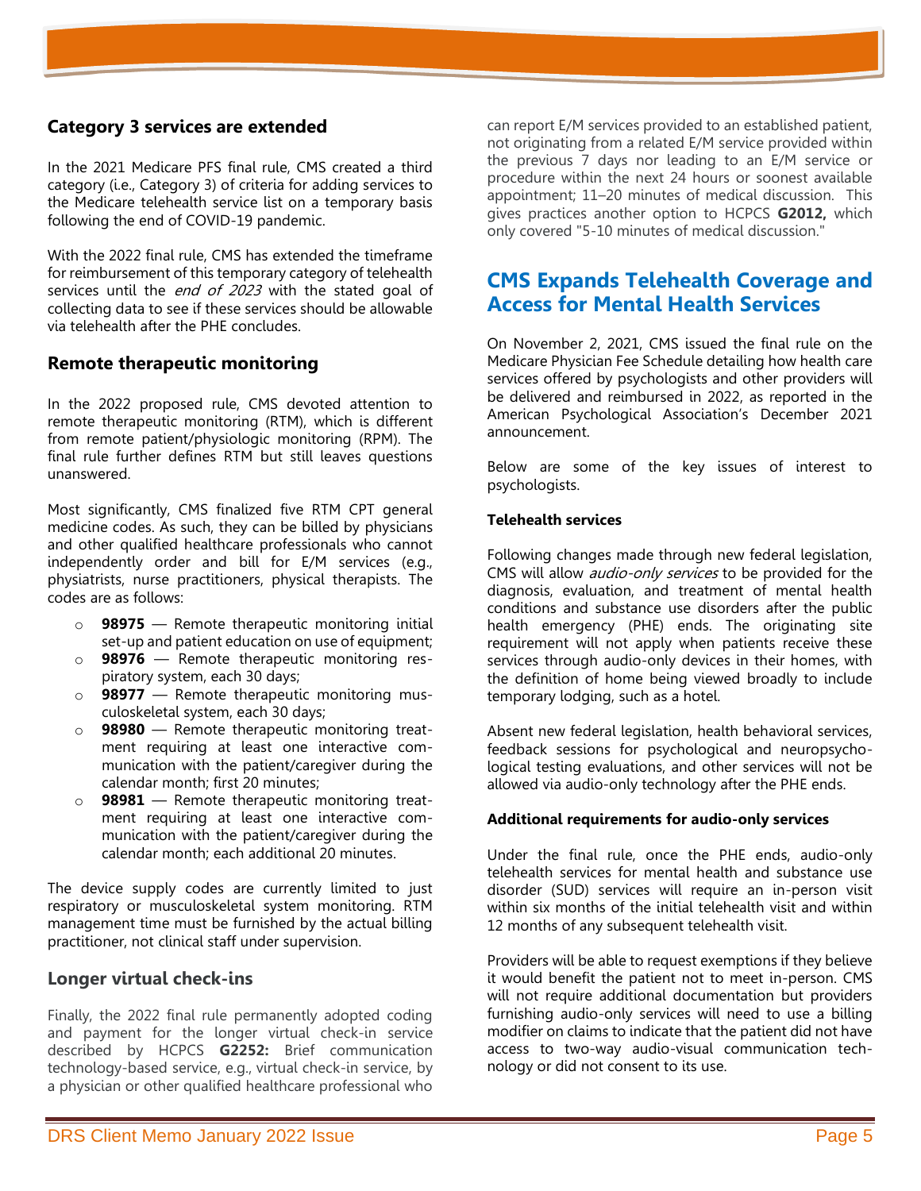### Category 3 services are extended

In the 2021 Medicare PFS final rule, CMS created a third category (i.e., Category 3) of criteria for adding services to the Medicare telehealth service list on a temporary basis following the end of COVID-19 pandemic.

With the 2022 final rule, CMS has extended the timeframe for reimbursement of this temporary category of telehealth services until the *end of 2023* with the stated goal of collecting data to see if these services should be allowable via telehealth after the PHE concludes.

### Remote therapeutic monitoring

In the 2022 proposed rule, CMS devoted attention to remote therapeutic monitoring (RTM), which is different from remote patient/physiologic monitoring (RPM). The final rule further defines RTM but still leaves questions unanswered.

Most significantly, CMS finalized five RTM CPT general medicine codes. As such, they can be billed by physicians and other qualified healthcare professionals who cannot independently order and bill for E/M services (e.g., physiatrists, nurse practitioners, physical therapists. The codes are as follows:

- **98975** — Remote therapeutic monitoring initial set-up and patient education on use of equipment;
- **98976** — Remote therapeutic monitoring respiratory system, each 30 days;
- **98977** — Remote therapeutic monitoring musculoskeletal system, each 30 days;
- **98980** — Remote therapeutic monitoring treatment requiring at least one interactive communication with the patient/caregiver during the calendar month; first 20 minutes;
- **98981** — Remote therapeutic monitoring treatment requiring at least one interactive communication with the patient/caregiver during the calendar month; each additional 20 minutes.

The device supply codes are currently limited to just respiratory or musculoskeletal system monitoring. RTM management time must be furnished by the actual billing practitioner, not clinical staff under supervision.

### Longer virtual check-ins

Finally, the 2022 final rule permanently adopted coding and payment for the longer virtual check-in service described by HCPCS **G2252:** Brief communication technology-based service, e.g., virtual check-in service, by a physician or other qualified healthcare professional who can report E/M services provided to an established patient, not originating from a related E/M service provided within the previous 7 days nor leading to an E/M service or procedure within the next 24 hours or soonest available appointment; 11–20 minutes of medical discussion. This gives practices another option to HCPCS **G2012,** which only covered "5-10 minutes of medical discussion."

## CMS Expands Telehealth Coverage and Access for Mental Health Services

On November 2, 2021, CMS issued the final rule on the Medicare Physician Fee Schedule detailing how health care services offered by psychologists and other providers will be delivered and reimbursed in 2022, as reported in the American Psychological Association's December 2021 announcement.

Below are some of the key issues of interest to psychologists.

**Telehealth services**

Following changes made through new federal legislation, CMS will allow *audio-only services* to be provided for the diagnosis, evaluation, and treatment of mental health conditions and substance use disorders after the public health emergency (PHE) ends. The originating site requirement will not apply when patients receive these services through audio-only devices in their homes, with the definition of home being viewed broadly to include temporary lodging, such as a hotel.

Absent new federal legislation, health behavioral services, feedback sessions for psychological and neuropsychological testing evaluations, and other services will not be allowed via audio-only technology after the PHE ends.

**Additional requirements for audio-only services**

Under the final rule, once the PHE ends, audio-only telehealth services for mental health and substance use disorder (SUD) services will require an in-person visit within six months of the initial telehealth visit and within 12 months of any subsequent telehealth visit.

Providers will be able to request exemptions if they believe it would benefit the patient not to meet in-person. CMS will not require additional documentation but providers furnishing audio-only services will need to use a billing modifier on claims to indicate that the patient did not have access to two-way audio-visual communication technology or did not consent to its use.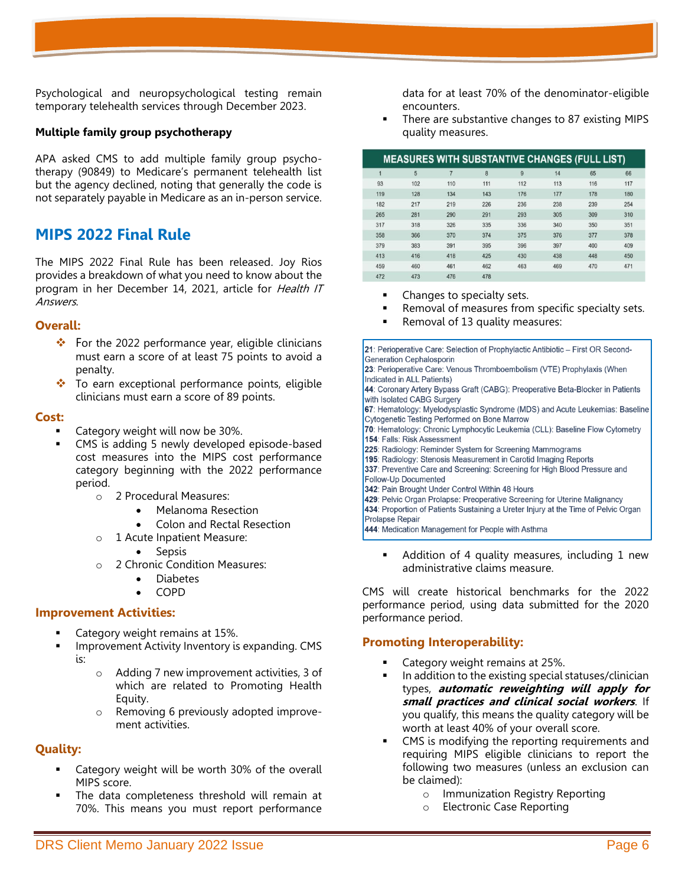Psychological and neuropsychological testing remain temporary telehealth services through December 2023.

**Multiple family group psychotherapy**

APA asked CMS to add multiple family group psychotherapy (90849) to Medicare's permanent telehealth list but the agency declined, noting that generally the code is not separately payable in Medicare as an in-person service.

## MIPS 2022 Final Rule

The MIPS 2022 Final Rule has been released. Joy Rios provides a breakdown of what you need to know about the program in her December 14, 2021, article for *Health IT Answers*.

### Overall:

- For the 2022 performance year, eligible clinicians must earn a score of at least 75 points to avoid a penalty.
- To earn exceptional performance points, eligible clinicians must earn a score of 89 points.

### Cost:

- Category weight will now be 30%.
- CMS is adding 5 newly developed episode-based cost measures into the MIPS cost performance category beginning with the 2022 performance period.
  - 2 Procedural Measures:
    - Melanoma Resection
    - Colon and Rectal Resection
  - 1 Acute Inpatient Measure:
    - Sepsis
  - 2 Chronic Condition Measures:
    - Diabetes
    - COPD

### Improvement Activities:

- Category weight remains at 15%.
- Improvement Activity Inventory is expanding. CMS is:
  - Adding 7 new improvement activities, 3 of which are related to Promoting Health Equity.
  - Removing 6 previously adopted improvement activities.

### Quality:

- Category weight will be worth 30% of the overall MIPS score.
- The data completeness threshold will remain at 70%. This means you must report performance data for at least 70% of the denominator-eligible encounters.
- There are substantive changes to 87 existing MIPS quality measures.

| MEASURES WITH SUBSTANTIVE CHANGES (FULL LIST) | | | | | | | |
|---|---|---|---|---|---|---|---|
| 1 | 5 | 7 | 8 | 9 | 14 | 65 | 66 |
| 93 | 102 | 110 | 111 | 112 | 113 | 116 | 117 |
| 119 | 128 | 134 | 143 | 176 | 177 | 178 | 180 |
| 182 | 217 | 219 | 226 | 236 | 238 | 239 | 254 |
| 265 | 281 | 290 | 291 | 293 | 305 | 309 | 310 |
| 317 | 318 | 326 | 335 | 336 | 340 | 350 | 351 |
| 358 | 366 | 370 | 374 | 375 | 376 | 377 | 378 |
| 379 | 383 | 391 | 395 | 396 | 397 | 400 | 409 |
| 413 | 416 | 418 | 425 | 430 | 438 | 448 | 450 |
| 459 | 460 | 461 | 462 | 463 | 469 | 470 | 471 |
| 472 | 473 | 476 | 478 | | | | |

- Changes to specialty sets.
- Removal of measures from specific specialty sets.
- Removal of 13 quality measures:

**21**: Perioperative Care: Selection of Prophylactic Antibiotic – First OR Second-Generation Cephalosporin
**23**: Perioperative Care: Venous Thromboembolism (VTE) Prophylaxis (When Indicated in ALL Patients)
**44**: Coronary Artery Bypass Graft (CABG): Preoperative Beta-Blocker in Patients with Isolated CABG Surgery
**67**: Hematology: Myelodysplastic Syndrome (MDS) and Acute Leukemias: Baseline Cytogenetic Testing Performed on Bone Marrow
**70**: Hematology: Chronic Lymphocytic Leukemia (CLL): Baseline Flow Cytometry
**154**: Falls: Risk Assessment
**225**: Radiology: Reminder System for Screening Mammograms
**195**: Radiology: Stenosis Measurement in Carotid Imaging Reports
**337**: Preventive Care and Screening: Screening for High Blood Pressure and Follow-Up Documented
**342**: Pain Brought Under Control Within 48 Hours
**429**: Pelvic Organ Prolapse: Preoperative Screening for Uterine Malignancy
**434**: Proportion of Patients Sustaining a Ureter Injury at the Time of Pelvic Organ Prolapse Repair
**444**: Medication Management for People with Asthma

- Addition of 4 quality measures, including 1 new administrative claims measure.

CMS will create historical benchmarks for the 2022 performance period, using data submitted for the 2020 performance period.

### Promoting Interoperability:

- Category weight remains at 25%.
- In addition to the existing special statuses/clinician types, ***automatic reweighting will apply for small practices and clinical social workers***. If you qualify, this means the quality category will be worth at least 40% of your overall score.
- CMS is modifying the reporting requirements and requiring MIPS eligible clinicians to report the following two measures (unless an exclusion can be claimed):
  - Immunization Registry Reporting
  - Electronic Case Reporting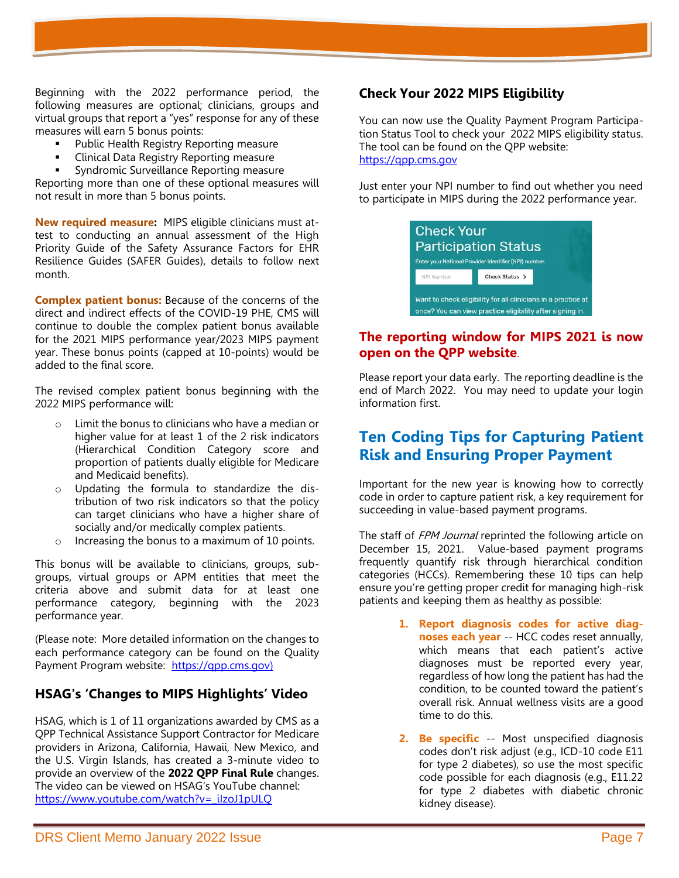Beginning with the 2022 performance period, the following measures are optional; clinicians, groups and virtual groups that report a "yes" response for any of these measures will earn 5 bonus points:

- Public Health Registry Reporting measure
- Clinical Data Registry Reporting measure
- Syndromic Surveillance Reporting measure

Reporting more than one of these optional measures will not result in more than 5 bonus points.

**New required measure:** MIPS eligible clinicians must attest to conducting an annual assessment of the High Priority Guide of the Safety Assurance Factors for EHR Resilience Guides (SAFER Guides), details to follow next month.

**Complex patient bonus:** Because of the concerns of the direct and indirect effects of the COVID-19 PHE, CMS will continue to double the complex patient bonus available for the 2021 MIPS performance year/2023 MIPS payment year. These bonus points (capped at 10-points) would be added to the final score.

The revised complex patient bonus beginning with the 2022 MIPS performance will:

- Limit the bonus to clinicians who have a median or higher value for at least 1 of the 2 risk indicators (Hierarchical Condition Category score and proportion of patients dually eligible for Medicare and Medicaid benefits).
- Updating the formula to standardize the distribution of two risk indicators so that the policy can target clinicians who have a higher share of socially and/or medically complex patients.
- Increasing the bonus to a maximum of 10 points.

This bonus will be available to clinicians, groups, subgroups, virtual groups or APM entities that meet the criteria above and submit data for at least one performance category, beginning with the 2023 performance year.

(Please note: More detailed information on the changes to each performance category can be found on the Quality Payment Program website: https://qpp.cms.gov)

## HSAG's 'Changes to MIPS Highlights' Video

HSAG, which is 1 of 11 organizations awarded by CMS as a QPP Technical Assistance Support Contractor for Medicare providers in Arizona, California, Hawaii, New Mexico, and the U.S. Virgin Islands, has created a 3-minute video to provide an overview of the **2022 QPP Final Rule** changes. The video can be viewed on HSAG's YouTube channel: https://www.youtube.com/watch?v=_iIzoJ1pULQ

## Check Your 2022 MIPS Eligibility

You can now use the Quality Payment Program Participation Status Tool to check your 2022 MIPS eligibility status. The tool can be found on the QPP website: https://qpp.cms.gov

Just enter your NPI number to find out whether you need to participate in MIPS during the 2022 performance year.

Check Your Participation Status

Enter your National Provider Identifier (NPI) number.

NPI Number | Check Status >

Want to check eligibility for all clinicians in a practice at once? You can view practice eligibility after signing in.

### The reporting window for MIPS 2021 is now open on the QPP website.

Please report your data early. The reporting deadline is the end of March 2022. You may need to update your login information first.

## Ten Coding Tips for Capturing Patient Risk and Ensuring Proper Payment

Important for the new year is knowing how to correctly code in order to capture patient risk, a key requirement for succeeding in value-based payment programs.

The staff of *FPM Journal* reprinted the following article on December 15, 2021. Value-based payment programs frequently quantify risk through hierarchical condition categories (HCCs). Remembering these 10 tips can help ensure you're getting proper credit for managing high-risk patients and keeping them as healthy as possible:

1. **Report diagnosis codes for active diagnoses each year** -- HCC codes reset annually, which means that each patient's active diagnoses must be reported every year, regardless of how long the patient has had the condition, to be counted toward the patient's overall risk. Annual wellness visits are a good time to do this.
2. **Be specific** -- Most unspecified diagnosis codes don't risk adjust (e.g., ICD-10 code E11 for type 2 diabetes), so use the most specific code possible for each diagnosis (e.g., E11.22 for type 2 diabetes with diabetic chronic kidney disease).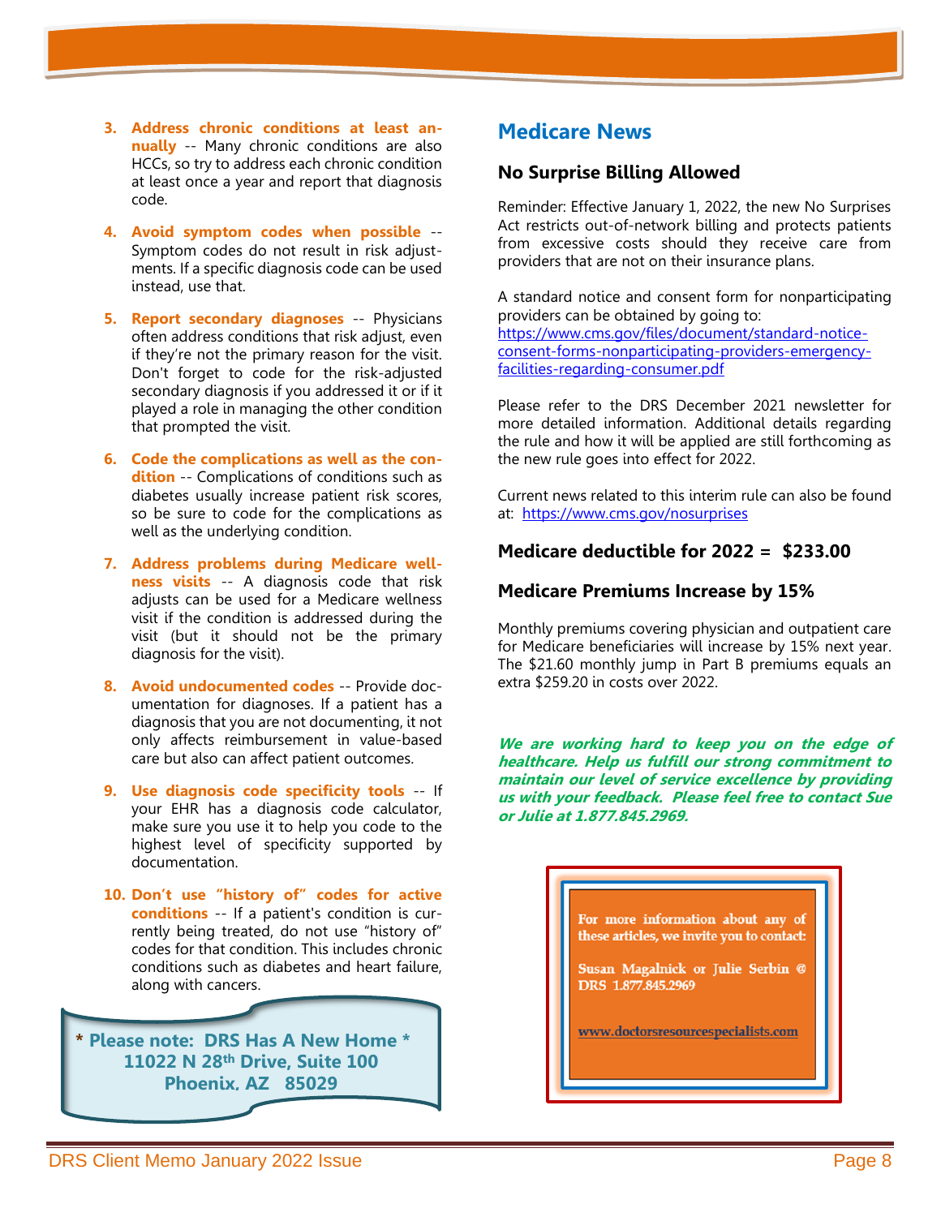3. **Address chronic conditions at least annually** -- Many chronic conditions are also HCCs, so try to address each chronic condition at least once a year and report that diagnosis code.

4. **Avoid symptom codes when possible** -- Symptom codes do not result in risk adjustments. If a specific diagnosis code can be used instead, use that.

5. **Report secondary diagnoses** -- Physicians often address conditions that risk adjust, even if they're not the primary reason for the visit. Don't forget to code for the risk-adjusted secondary diagnosis if you addressed it or if it played a role in managing the other condition that prompted the visit.

6. **Code the complications as well as the condition** -- Complications of conditions such as diabetes usually increase patient risk scores, so be sure to code for the complications as well as the underlying condition.

7. **Address problems during Medicare wellness visits** -- A diagnosis code that risk adjusts can be used for a Medicare wellness visit if the condition is addressed during the visit (but it should not be the primary diagnosis for the visit).

8. **Avoid undocumented codes** -- Provide documentation for diagnoses. If a patient has a diagnosis that you are not documenting, it not only affects reimbursement in value-based care but also can affect patient outcomes.

9. **Use diagnosis code specificity tools** -- If your EHR has a diagnosis code calculator, make sure you use it to help you code to the highest level of specificity supported by documentation.

10. **Don't use "history of" codes for active conditions** -- If a patient's condition is currently being treated, do not use "history of" codes for that condition. This includes chronic conditions such as diabetes and heart failure, along with cancers.

**\* Please note: DRS Has A New Home \***
**11022 N 28th Drive, Suite 100**
**Phoenix, AZ 85029**

## Medicare News

### No Surprise Billing Allowed

Reminder: Effective January 1, 2022, the new No Surprises Act restricts out-of-network billing and protects patients from excessive costs should they receive care from providers that are not on their insurance plans.

A standard notice and consent form for nonparticipating providers can be obtained by going to:
https://www.cms.gov/files/document/standard-notice-consent-forms-nonparticipating-providers-emergency-facilities-regarding-consumer.pdf

Please refer to the DRS December 2021 newsletter for more detailed information. Additional details regarding the rule and how it will be applied are still forthcoming as the new rule goes into effect for 2022.

Current news related to this interim rule can also be found at: https://www.cms.gov/nosurprises

### Medicare deductible for 2022 = $233.00

### Medicare Premiums Increase by 15%

Monthly premiums covering physician and outpatient care for Medicare beneficiaries will increase by 15% next year. The $21.60 monthly jump in Part B premiums equals an extra $259.20 in costs over 2022.

***We are working hard to keep you on the edge of healthcare. Help us fulfill our strong commitment to maintain our level of service excellence by providing us with your feedback. Please feel free to contact Sue or Julie at 1.877.845.2969.***

For more information about any of these articles, we invite you to contact:

Susan Magalnick or Julie Serbin @ DRS 1.877.845.2969

www.doctorsresourcespecialists.com